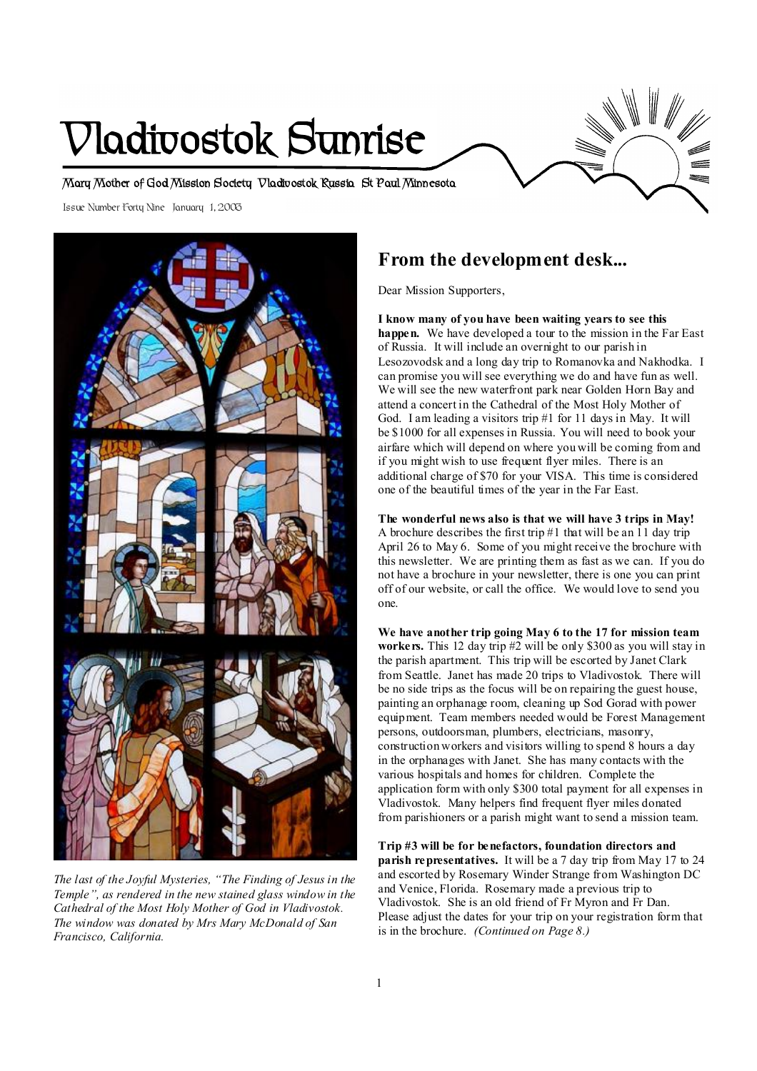# Vladivostok Sunrise

Mary Mother of God Mission Society Vladivostok Russia St Paul Minnesota

Issue Number Forty Nine January 1, 2003

*The last of the Joyful Mysteries, "The Finding of Jesus in the Temple", as rendered in the new stained glass window in the Cathedral of the Most Holy Mother of God in Vladivostok. The window was donated by Mrs Mary McDonald of San Francisco, California.*

## From the development desk...

Dear Mission Supporters,

**I know many of you have been waiting years to see this happen.** We have developed a tour to the mission in the Far East of Russia. It will include an overnight to our parish in Lesozovodsk and a long day trip to Romanovka and Nakhodka. I can promise you will see everything we do and have fun as well. We will see the new waterfront park near Golden Horn Bay and attend a concert in the Cathedral of the Most Holy Mother of God. I am leading a visitors trip #1 for 11 days in May. It will be $1000 for all expenses in Russia. You will need to book your airfare which will depend on where you will be coming from and if you might wish to use frequent flyer miles. There is an additional charge of $70 for your VISA. This time is considered one of the beautiful times of the year in the Far East.

**The wonderful news also is that we will have 3 trips in May!** A brochure describes the first trip #1 that will be an 11 day trip April 26 to May 6. Some of you might receive the brochure with this newsletter. We are printing them as fast as we can. If you do not have a brochure in your newsletter, there is one you can print off of our website, or call the office. We would love to send you one.

**We have another trip going May 6 to the 17 for mission team workers.** This 12 day trip #2 will be only $300 as you will stay in the parish apartment. This trip will be escorted by Janet Clark from Seattle. Janet has made 20 trips to Vladivostok. There will be no side trips as the focus will be on repairing the guest house, painting an orphanage room, cleaning up Sod Gorad with power equipment. Team members needed would be Forest Management persons, outdoorsman, plumbers, electricians, masonry, construction workers and visitors willing to spend 8 hours a day in the orphanages with Janet. She has many contacts with the various hospitals and homes for children. Complete the application form with only $300 total payment for all expenses in Vladivostok. Many helpers find frequent flyer miles donated from parishioners or a parish might want to send a mission team.

**Trip #3 will be for benefactors, foundation directors and parish representatives.** It will be a 7 day trip from May 17 to 24 and escorted by Rosemary Winder Strange from Washington DC and Venice, Florida. Rosemary made a previous trip to Vladivostok. She is an old friend of Fr Myron and Fr Dan. Please adjust the dates for your trip on your registration form that is in the brochure. *(Continued on Page 8.)*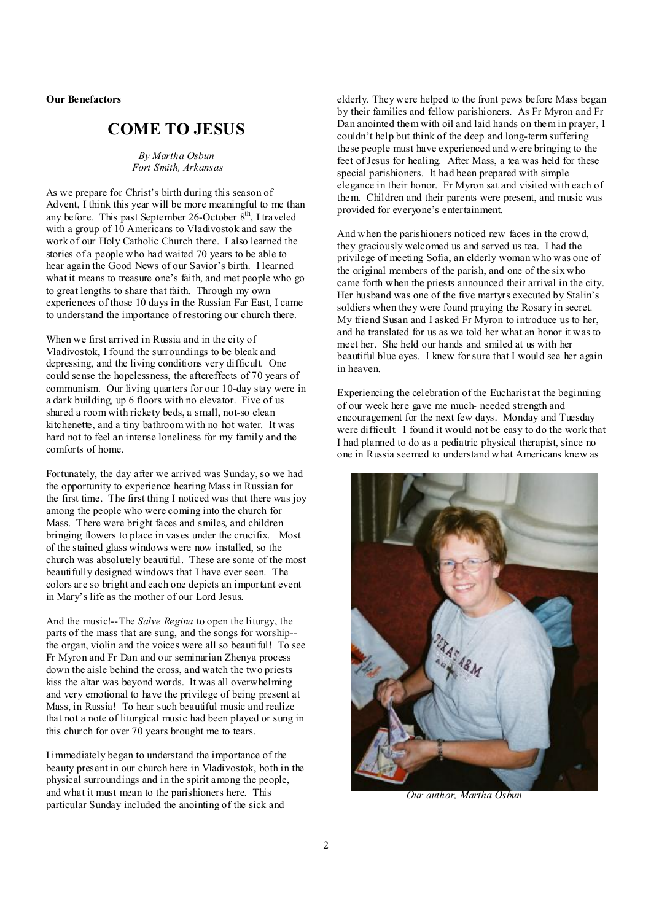**Our Benefactors**

# COME TO JESUS

*By Martha Osbun*
*Fort Smith, Arkansas*

As we prepare for Christ's birth during this season of Advent, I think this year will be more meaningful to me than any before. This past September 26-October 8th, I traveled with a group of 10 Americans to Vladivostok and saw the work of our Holy Catholic Church there. I also learned the stories of a people who had waited 70 years to be able to hear again the Good News of our Savior's birth. I learned what it means to treasure one's faith, and met people who go to great lengths to share that faith. Through my own experiences of those 10 days in the Russian Far East, I came to understand the importance of restoring our church there.

When we first arrived in Russia and in the city of Vladivostok, I found the surroundings to be bleak and depressing, and the living conditions very difficult. One could sense the hopelessness, the aftereffects of 70 years of communism. Our living quarters for our 10-day stay were in a dark building, up 6 floors with no elevator. Five of us shared a room with rickety beds, a small, not-so clean kitchenette, and a tiny bathroom with no hot water. It was hard not to feel an intense loneliness for my family and the comforts of home.

Fortunately, the day after we arrived was Sunday, so we had the opportunity to experience hearing Mass in Russian for the first time. The first thing I noticed was that there was joy among the people who were coming into the church for Mass. There were bright faces and smiles, and children bringing flowers to place in vases under the crucifix. Most of the stained glass windows were now installed, so the church was absolutely beautiful. These are some of the most beautifully designed windows that I have ever seen. The colors are so bright and each one depicts an important event in Mary's life as the mother of our Lord Jesus.

And the music!--The *Salve Regina* to open the liturgy, the parts of the mass that are sung, and the songs for worship--the organ, violin and the voices were all so beautiful! To see Fr Myron and Fr Dan and our seminarian Zhenya process down the aisle behind the cross, and watch the two priests kiss the altar was beyond words. It was all overwhelming and very emotional to have the privilege of being present at Mass, in Russia! To hear such beautiful music and realize that not a note of liturgical music had been played or sung in this church for over 70 years brought me to tears.

I immediately began to understand the importance of the beauty present in our church here in Vladivostok, both in the physical surroundings and in the spirit among the people, and what it must mean to the parishioners here. This particular Sunday included the anointing of the sick and elderly. They were helped to the front pews before Mass began by their families and fellow parishioners. As Fr Myron and Fr Dan anointed them with oil and laid hands on them in prayer, I couldn't help but think of the deep and long-term suffering these people must have experienced and were bringing to the feet of Jesus for healing. After Mass, a tea was held for these special parishioners. It had been prepared with simple elegance in their honor. Fr Myron sat and visited with each of them. Children and their parents were present, and music was provided for everyone's entertainment.

And when the parishioners noticed new faces in the crowd, they graciously welcomed us and served us tea. I had the privilege of meeting Sofia, an elderly woman who was one of the original members of the parish, and one of the six who came forth when the priests announced their arrival in the city. Her husband was one of the five martyrs executed by Stalin's soldiers when they were found praying the Rosary in secret. My friend Susan and I asked Fr Myron to introduce us to her, and he translated for us as we told her what an honor it was to meet her. She held our hands and smiled at us with her beautiful blue eyes. I knew for sure that I would see her again in heaven.

Experiencing the celebration of the Eucharist at the beginning of our week here gave me much- needed strength and encouragement for the next few days. Monday and Tuesday were difficult. I found it would not be easy to do the work that I had planned to do as a pediatric physical therapist, since no one in Russia seemed to understand what Americans knew as

*Our author, Martha Osbun*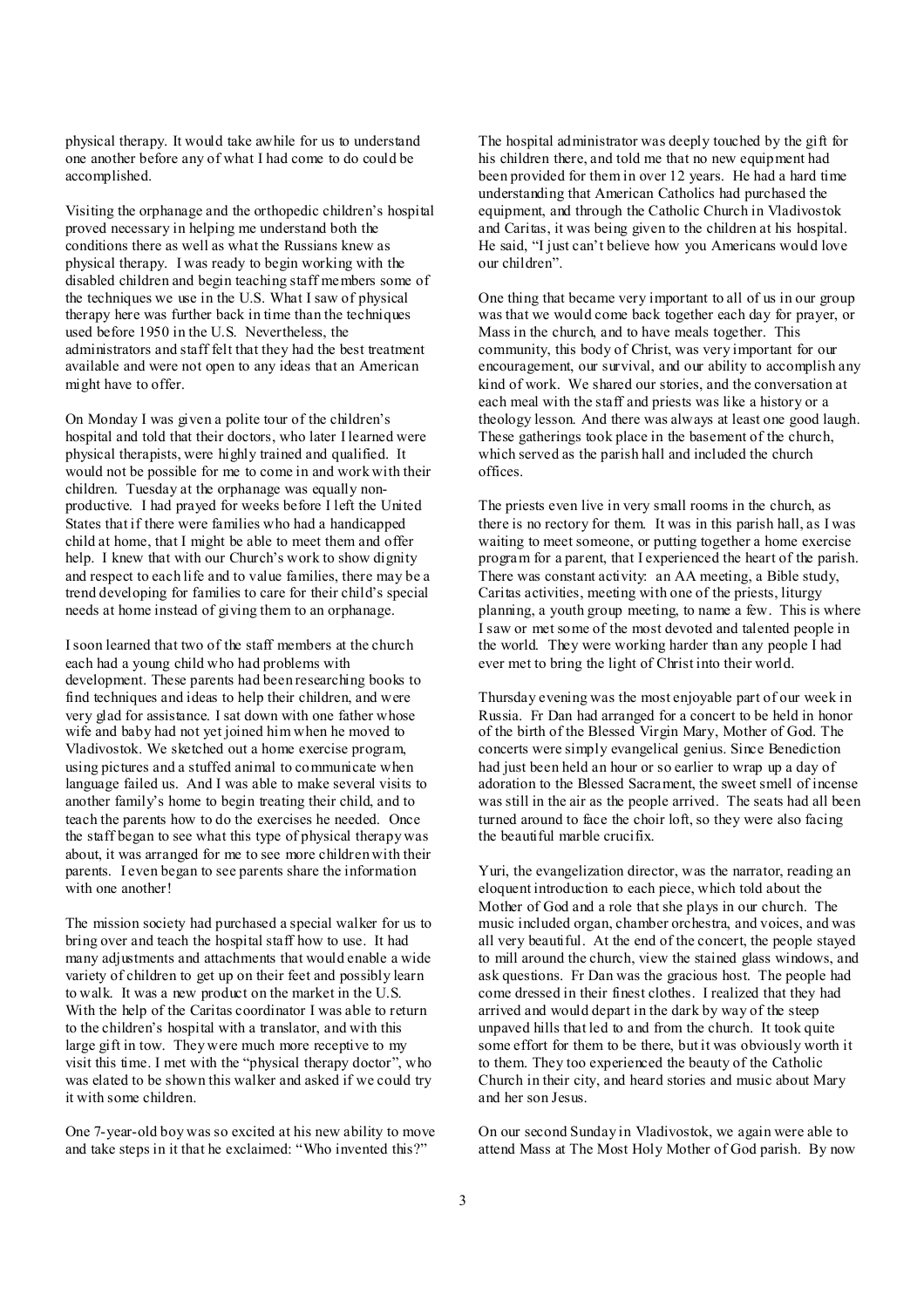physical therapy. It would take awhile for us to understand one another before any of what I had come to do could be accomplished.

Visiting the orphanage and the orthopedic children's hospital proved necessary in helping me understand both the conditions there as well as what the Russians knew as physical therapy. I was ready to begin working with the disabled children and begin teaching staff members some of the techniques we use in the U.S. What I saw of physical therapy here was further back in time than the techniques used before 1950 in the U.S. Nevertheless, the administrators and staff felt that they had the best treatment available and were not open to any ideas that an American might have to offer.

On Monday I was given a polite tour of the children's hospital and told that their doctors, who later I learned were physical therapists, were highly trained and qualified. It would not be possible for me to come in and work with their children. Tuesday at the orphanage was equally non-productive. I had prayed for weeks before I left the United States that if there were families who had a handicapped child at home, that I might be able to meet them and offer help. I knew that with our Church's work to show dignity and respect to each life and to value families, there may be a trend developing for families to care for their child's special needs at home instead of giving them to an orphanage.

I soon learned that two of the staff members at the church each had a young child who had problems with development. These parents had been researching books to find techniques and ideas to help their children, and were very glad for assistance. I sat down with one father whose wife and baby had not yet joined him when he moved to Vladivostok. We sketched out a home exercise program, using pictures and a stuffed animal to communicate when language failed us. And I was able to make several visits to another family's home to begin treating their child, and to teach the parents how to do the exercises he needed. Once the staff began to see what this type of physical therapy was about, it was arranged for me to see more children with their parents. I even began to see parents share the information with one another!

The mission society had purchased a special walker for us to bring over and teach the hospital staff how to use. It had many adjustments and attachments that would enable a wide variety of children to get up on their feet and possibly learn to walk. It was a new product on the market in the U.S. With the help of the Caritas coordinator I was able to return to the children's hospital with a translator, and with this large gift in tow. They were much more receptive to my visit this time. I met with the "physical therapy doctor", who was elated to be shown this walker and asked if we could try it with some children.

One 7-year-old boy was so excited at his new ability to move and take steps in it that he exclaimed: "Who invented this?"

The hospital administrator was deeply touched by the gift for his children there, and told me that no new equipment had been provided for them in over 12 years. He had a hard time understanding that American Catholics had purchased the equipment, and through the Catholic Church in Vladivostok and Caritas, it was being given to the children at his hospital. He said, "I just can't believe how you Americans would love our children".

One thing that became very important to all of us in our group was that we would come back together each day for prayer, or Mass in the church, and to have meals together. This community, this body of Christ, was very important for our encouragement, our survival, and our ability to accomplish any kind of work. We shared our stories, and the conversation at each meal with the staff and priests was like a history or a theology lesson. And there was always at least one good laugh. These gatherings took place in the basement of the church, which served as the parish hall and included the church offices.

The priests even live in very small rooms in the church, as there is no rectory for them. It was in this parish hall, as I was waiting to meet someone, or putting together a home exercise program for a parent, that I experienced the heart of the parish. There was constant activity: an AA meeting, a Bible study, Caritas activities, meeting with one of the priests, liturgy planning, a youth group meeting, to name a few. This is where I saw or met some of the most devoted and talented people in the world. They were working harder than any people I had ever met to bring the light of Christ into their world.

Thursday evening was the most enjoyable part of our week in Russia. Fr Dan had arranged for a concert to be held in honor of the birth of the Blessed Virgin Mary, Mother of God. The concerts were simply evangelical genius. Since Benediction had just been held an hour or so earlier to wrap up a day of adoration to the Blessed Sacrament, the sweet smell of incense was still in the air as the people arrived. The seats had all been turned around to face the choir loft, so they were also facing the beautiful marble crucifix.

Yuri, the evangelization director, was the narrator, reading an eloquent introduction to each piece, which told about the Mother of God and a role that she plays in our church. The music included organ, chamber orchestra, and voices, and was all very beautiful. At the end of the concert, the people stayed to mill around the church, view the stained glass windows, and ask questions. Fr Dan was the gracious host. The people had come dressed in their finest clothes. I realized that they had arrived and would depart in the dark by way of the steep unpaved hills that led to and from the church. It took quite some effort for them to be there, but it was obviously worth it to them. They too experienced the beauty of the Catholic Church in their city, and heard stories and music about Mary and her son Jesus.

On our second Sunday in Vladivostok, we again were able to attend Mass at The Most Holy Mother of God parish. By now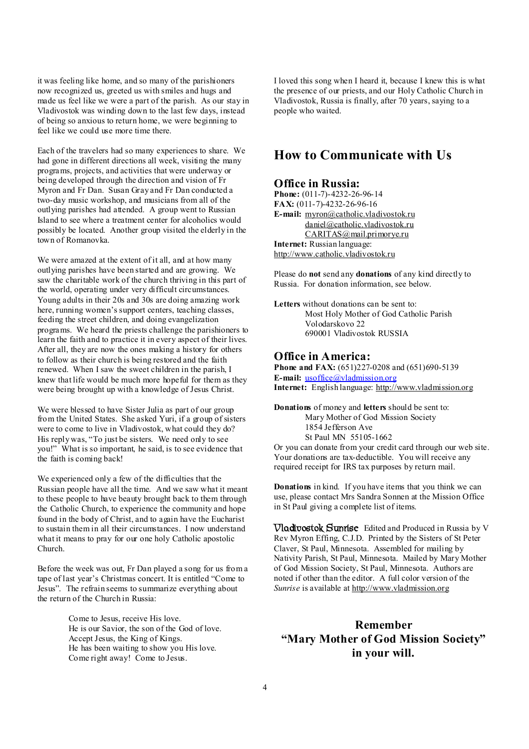it was feeling like home, and so many of the parishioners now recognized us, greeted us with smiles and hugs and made us feel like we were a part of the parish. As our stay in Vladivostok was winding down to the last few days, instead of being so anxious to return home, we were beginning to feel like we could use more time there.

Each of the travelers had so many experiences to share. We had gone in different directions all week, visiting the many programs, projects, and activities that were underway or being developed through the direction and vision of Fr Myron and Fr Dan. Susan Gray and Fr Dan conducted a two-day music workshop, and musicians from all of the outlying parishes had attended. A group went to Russian Island to see where a treatment center for alcoholics would possibly be located. Another group visited the elderly in the town of Romanovka.

We were amazed at the extent of it all, and at how many outlying parishes have been started and are growing. We saw the charitable work of the church thriving in this part of the world, operating under very difficult circumstances. Young adults in their 20s and 30s are doing amazing work here, running women's support centers, teaching classes, feeding the street children, and doing evangelization programs. We heard the priests challenge the parishioners to learn the faith and to practice it in every aspect of their lives. After all, they are now the ones making a history for others to follow as their church is being restored and the faith renewed. When I saw the sweet children in the parish, I knew that life would be much more hopeful for them as they were being brought up with a knowledge of Jesus Christ.

We were blessed to have Sister Julia as part of our group from the United States. She asked Yuri, if a group of sisters were to come to live in Vladivostok, what could they do? His reply was, "To just be sisters. We need only to see you!" What is so important, he said, is to see evidence that the faith is coming back!

We experienced only a few of the difficulties that the Russian people have all the time. And we saw what it meant to these people to have beauty brought back to them through the Catholic Church, to experience the community and hope found in the body of Christ, and to again have the Eucharist to sustain them in all their circumstances. I now understand what it means to pray for our one holy Catholic apostolic Church.

Before the week was out, Fr Dan played a song for us from a tape of last year's Christmas concert. It is entitled "Come to Jesus". The refrain seems to summarize everything about the return of the Church in Russia:

> Come to Jesus, receive His love.
> He is our Savior, the son of the God of love.
> Accept Jesus, the King of Kings.
> He has been waiting to show you His love.
> Come right away! Come to Jesus.

I loved this song when I heard it, because I knew this is what the presence of our priests, and our Holy Catholic Church in Vladivostok, Russia is finally, after 70 years, saying to a people who waited.

## How to Communicate with Us

### Office in Russia:

**Phone:** (011-7)-4232-26-96-14
**FAX:** (011-7)-4232-26-96-16
**E-mail:** myron@catholic.vladivostok.ru
daniel@catholic.vladivostok.ru
CARITAS@mail.primorye.ru
**Internet:** Russian language:
http://www.catholic.vladivostok.ru

Please do **not** send any **donations** of any kind directly to Russia. For donation information, see below.

**Letters** without donations can be sent to:
Most Holy Mother of God Catholic Parish
Volodarskovo 22
690001 Vladivostok RUSSIA

### Office in America:

**Phone and FAX:** (651)227-0208 and (651)690-5139
**E-mail:** usoffice@vladmission.org
**Internet:** English language: http://www.vladmission.org

**Donations** of money and **letters** should be sent to:
Mary Mother of God Mission Society
1854 Jefferson Ave
St Paul MN 55105-1662

Or you can donate from your credit card through our web site. Your donations are tax-deductible. You will receive any required receipt for IRS tax purposes by return mail.

**Donations** in kind. If you have items that you think we can use, please contact Mrs Sandra Sonnen at the Mission Office in St Paul giving a complete list of items.

**Vladivostok Sunrise** Edited and Produced in Russia by V Rev Myron Effing, C.J.D. Printed by the Sisters of St Peter Claver, St Paul, Minnesota. Assembled for mailing by Nativity Parish, St Paul, Minnesota. Mailed by Mary Mother of God Mission Society, St Paul, Minnesota. Authors are noted if other than the editor. A full color version of the *Sunrise* is available at http://www.vladmission.org

**Remember "Mary Mother of God Mission Society" in your will.**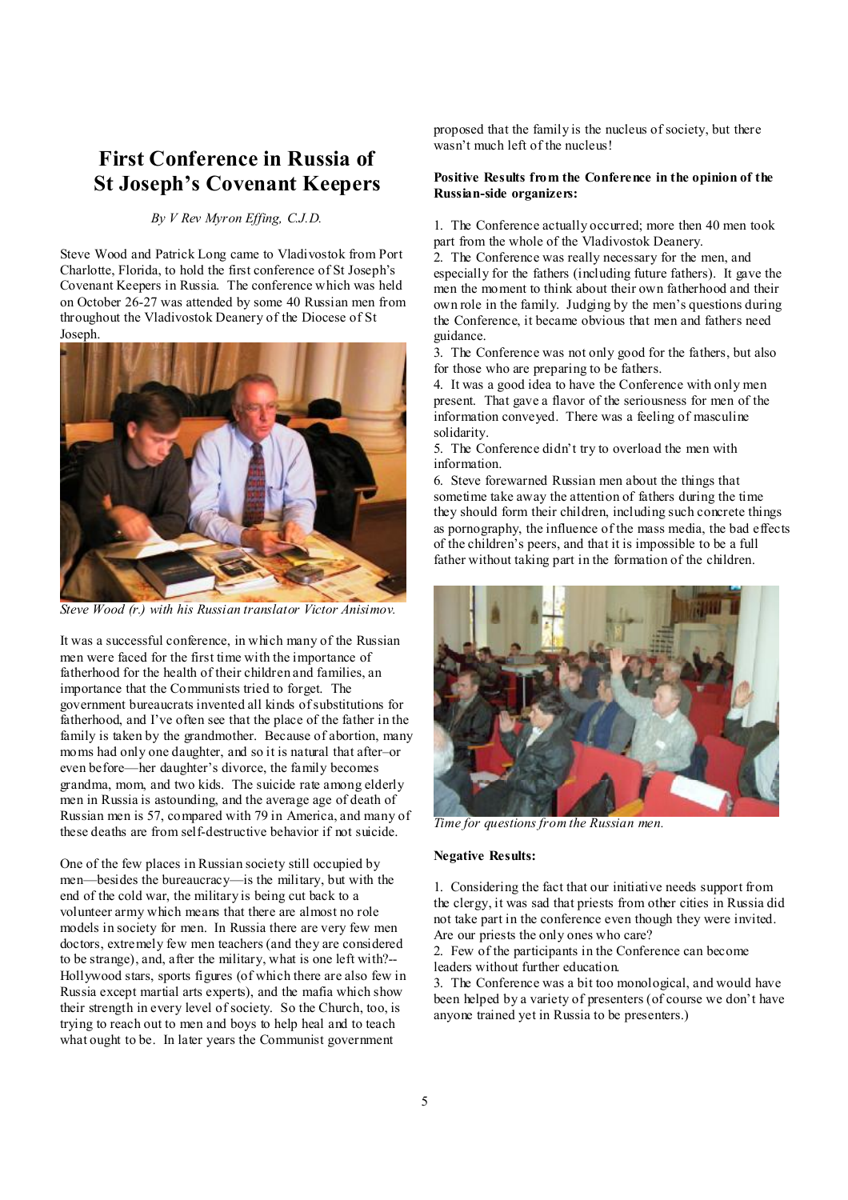# First Conference in Russia of St Joseph's Covenant Keepers

*By V Rev Myron Effing, C.J.D.*

Steve Wood and Patrick Long came to Vladivostok from Port Charlotte, Florida, to hold the first conference of St Joseph's Covenant Keepers in Russia. The conference which was held on October 26-27 was attended by some 40 Russian men from throughout the Vladivostok Deanery of the Diocese of St Joseph.

*Steve Wood (r.) with his Russian translator Victor Anisimov.*

It was a successful conference, in which many of the Russian men were faced for the first time with the importance of fatherhood for the health of their children and families, an importance that the Communists tried to forget. The government bureaucrats invented all kinds of substitutions for fatherhood, and I've often see that the place of the father in the family is taken by the grandmother. Because of abortion, many moms had only one daughter, and so it is natural that after–or even before—her daughter's divorce, the family becomes grandma, mom, and two kids. The suicide rate among elderly men in Russia is astounding, and the average age of death of Russian men is 57, compared with 79 in America, and many of these deaths are from self-destructive behavior if not suicide.

One of the few places in Russian society still occupied by men—besides the bureaucracy—is the military, but with the end of the cold war, the military is being cut back to a volunteer army which means that there are almost no role models in society for men. In Russia there are very few men doctors, extremely few men teachers (and they are considered to be strange), and, after the military, what is one left with?--Hollywood stars, sports figures (of which there are also few in Russia except martial arts experts), and the mafia which show their strength in every level of society. So the Church, too, is trying to reach out to men and boys to help heal and to teach what ought to be. In later years the Communist government proposed that the family is the nucleus of society, but there wasn't much left of the nucleus!

**Positive Results from the Conference in the opinion of the Russian-side organizers:**

1. The Conference actually occurred; more then 40 men took part from the whole of the Vladivostok Deanery.
2. The Conference was really necessary for the men, and especially for the fathers (including future fathers). It gave the men the moment to think about their own fatherhood and their own role in the family. Judging by the men's questions during the Conference, it became obvious that men and fathers need guidance.
3. The Conference was not only good for the fathers, but also for those who are preparing to be fathers.
4. It was a good idea to have the Conference with only men present. That gave a flavor of the seriousness for men of the information conveyed. There was a feeling of masculine solidarity.
5. The Conference didn't try to overload the men with information.
6. Steve forewarned Russian men about the things that sometime take away the attention of fathers during the time they should form their children, including such concrete things as pornography, the influence of the mass media, the bad effects of the children's peers, and that it is impossible to be a full father without taking part in the formation of the children.

*Time for questions from the Russian men.*

**Negative Results:**

1. Considering the fact that our initiative needs support from the clergy, it was sad that priests from other cities in Russia did not take part in the conference even though they were invited. Are our priests the only ones who care?
2. Few of the participants in the Conference can become leaders without further education.
3. The Conference was a bit too monological, and would have been helped by a variety of presenters (of course we don't have anyone trained yet in Russia to be presenters.)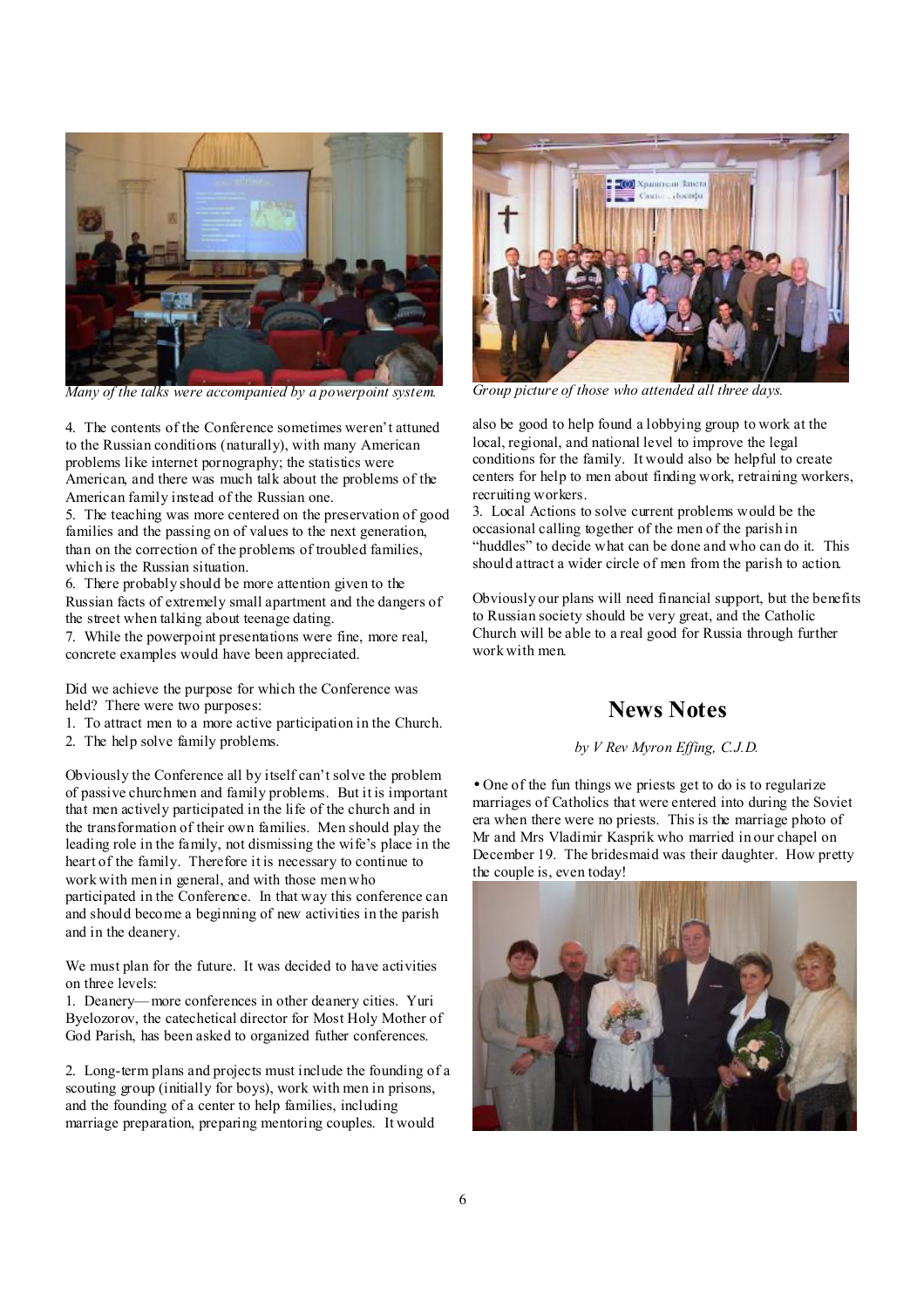Many of the talks were accompanied by a powerpoint system.

4. The contents of the Conference sometimes weren't attuned to the Russian conditions (naturally), with many American problems like internet pornography; the statistics were American, and there was much talk about the problems of the American family instead of the Russian one.

5. The teaching was more centered on the preservation of good families and the passing on of values to the next generation, than on the correction of the problems of troubled families, which is the Russian situation.

6. There probably should be more attention given to the Russian facts of extremely small apartment and the dangers of the street when talking about teenage dating.

7. While the powerpoint presentations were fine, more real, concrete examples would have been appreciated.

Did we achieve the purpose for which the Conference was held? There were two purposes:

1. To attract men to a more active participation in the Church.
2. The help solve family problems.

Obviously the Conference all by itself can't solve the problem of passive churchmen and family problems. But it is important that men actively participated in the life of the church and in the transformation of their own families. Men should play the leading role in the family, not dismissing the wife's place in the heart of the family. Therefore it is necessary to continue to work with men in general, and with those men who participated in the Conference. In that way this conference can and should become a beginning of new activities in the parish and in the deanery.

We must plan for the future. It was decided to have activities on three levels:

1. Deanery—more conferences in other deanery cities. Yuri Byelozorov, the catechetical director for Most Holy Mother of God Parish, has been asked to organized futher conferences.

2. Long-term plans and projects must include the founding of a scouting group (initially for boys), work with men in prisons, and the founding of a center to help families, including marriage preparation, preparing mentoring couples. It would also be good to help found a lobbying group to work at the local, regional, and national level to improve the legal conditions for the family. It would also be helpful to create centers for help to men about finding work, retraining workers, recruiting workers.

3. Local Actions to solve current problems would be the occasional calling together of the men of the parish in "huddles" to decide what can be done and who can do it. This should attract a wider circle of men from the parish to action.

Group picture of those who attended all three days.

Obviously our plans will need financial support, but the benefits to Russian society should be very great, and the Catholic Church will be able to a real good for Russia through further work with men.

## News Notes

*by V Rev Myron Effing, C.J.D.*

• One of the fun things we priests get to do is to regularize marriages of Catholics that were entered into during the Soviet era when there were no priests. This is the marriage photo of Mr and Mrs Vladimir Kasprik who married in our chapel on December 19. The bridesmaid was their daughter. How pretty the couple is, even today!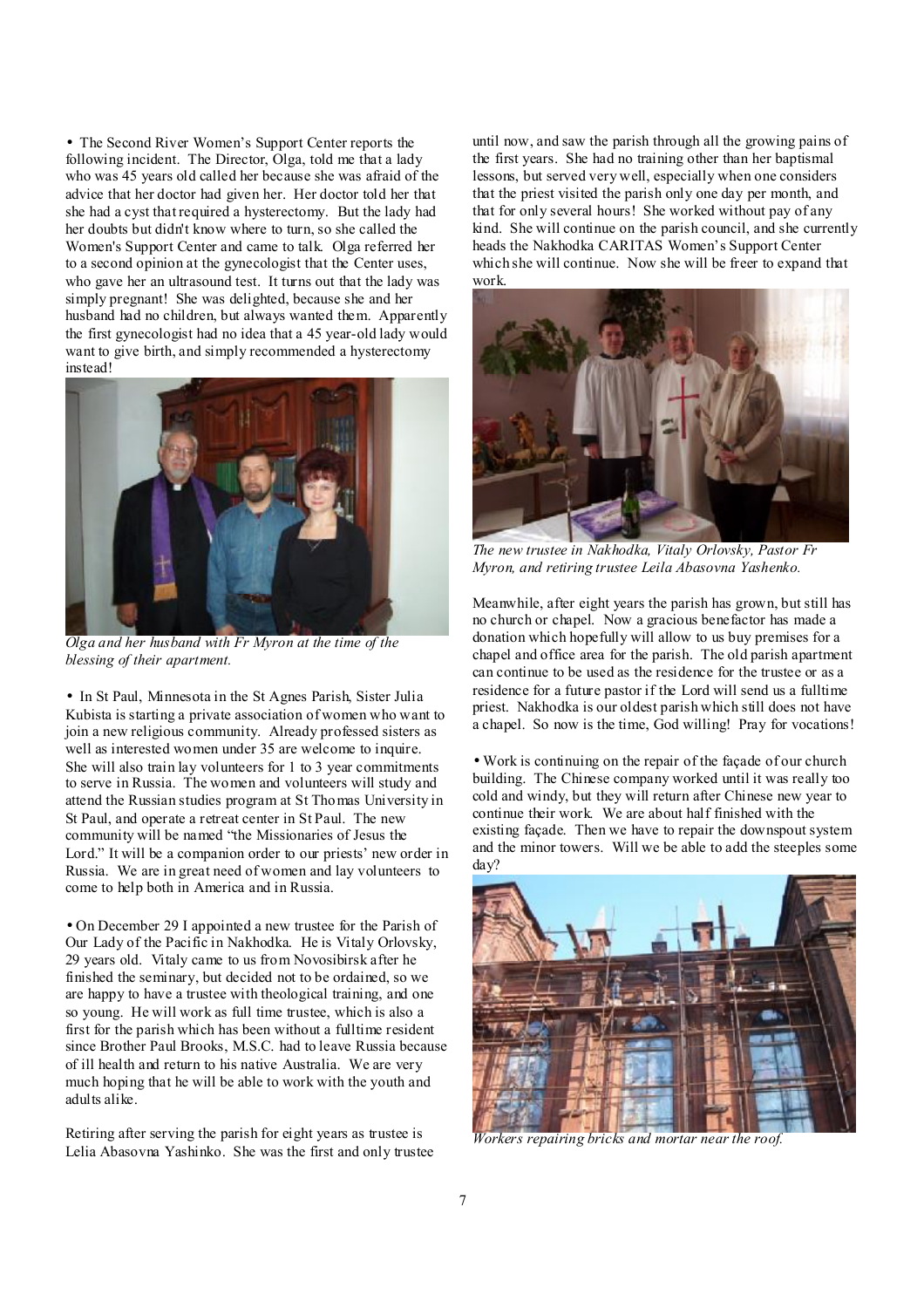• The Second River Women's Support Center reports the following incident. The Director, Olga, told me that a lady who was 45 years old called her because she was afraid of the advice that her doctor had given her. Her doctor told her that she had a cyst that required a hysterectomy. But the lady had her doubts but didn't know where to turn, so she called the Women's Support Center and came to talk. Olga referred her to a second opinion at the gynecologist that the Center uses, who gave her an ultrasound test. It turns out that the lady was simply pregnant! She was delighted, because she and her husband had no children, but always wanted them. Apparently the first gynecologist had no idea that a 45 year-old lady would want to give birth, and simply recommended a hysterectomy instead!

*Olga and her husband with Fr Myron at the time of the blessing of their apartment.*

• In St Paul, Minnesota in the St Agnes Parish, Sister Julia Kubista is starting a private association of women who want to join a new religious community. Already professed sisters as well as interested women under 35 are welcome to inquire. She will also train lay volunteers for 1 to 3 year commitments to serve in Russia. The women and volunteers will study and attend the Russian studies program at St Thomas University in St Paul, and operate a retreat center in St Paul. The new community will be named "the Missionaries of Jesus the Lord." It will be a companion order to our priests' new order in Russia. We are in great need of women and lay volunteers to come to help both in America and in Russia.

• On December 29 I appointed a new trustee for the Parish of Our Lady of the Pacific in Nakhodka. He is Vitaly Orlovsky, 29 years old. Vitaly came to us from Novosibirsk after he finished the seminary, but decided not to be ordained, so we are happy to have a trustee with theological training, and one so young. He will work as full time trustee, which is also a first for the parish which has been without a fulltime resident since Brother Paul Brooks, M.S.C. had to leave Russia because of ill health and return to his native Australia. We are very much hoping that he will be able to work with the youth and adults alike.

Retiring after serving the parish for eight years as trustee is Lelia Abasovna Yashinko. She was the first and only trustee until now, and saw the parish through all the growing pains of the first years. She had no training other than her baptismal lessons, but served very well, especially when one considers that the priest visited the parish only one day per month, and that for only several hours! She worked without pay of any kind. She will continue on the parish council, and she currently heads the Nakhodka CARITAS Women's Support Center which she will continue. Now she will be freer to expand that work.

*The new trustee in Nakhodka, Vitaly Orlovsky, Pastor Fr Myron, and retiring trustee Leila Abasovna Yashenko.*

Meanwhile, after eight years the parish has grown, but still has no church or chapel. Now a gracious benefactor has made a donation which hopefully will allow to us buy premises for a chapel and office area for the parish. The old parish apartment can continue to be used as the residence for the trustee or as a residence for a future pastor if the Lord will send us a fulltime priest. Nakhodka is our oldest parish which still does not have a chapel. So now is the time, God willing! Pray for vocations!

• Work is continuing on the repair of the façade of our church building. The Chinese company worked until it was really too cold and windy, but they will return after Chinese new year to continue their work. We are about half finished with the existing façade. Then we have to repair the downspout system and the minor towers. Will we be able to add the steeples some day?

*Workers repairing bricks and mortar near the roof.*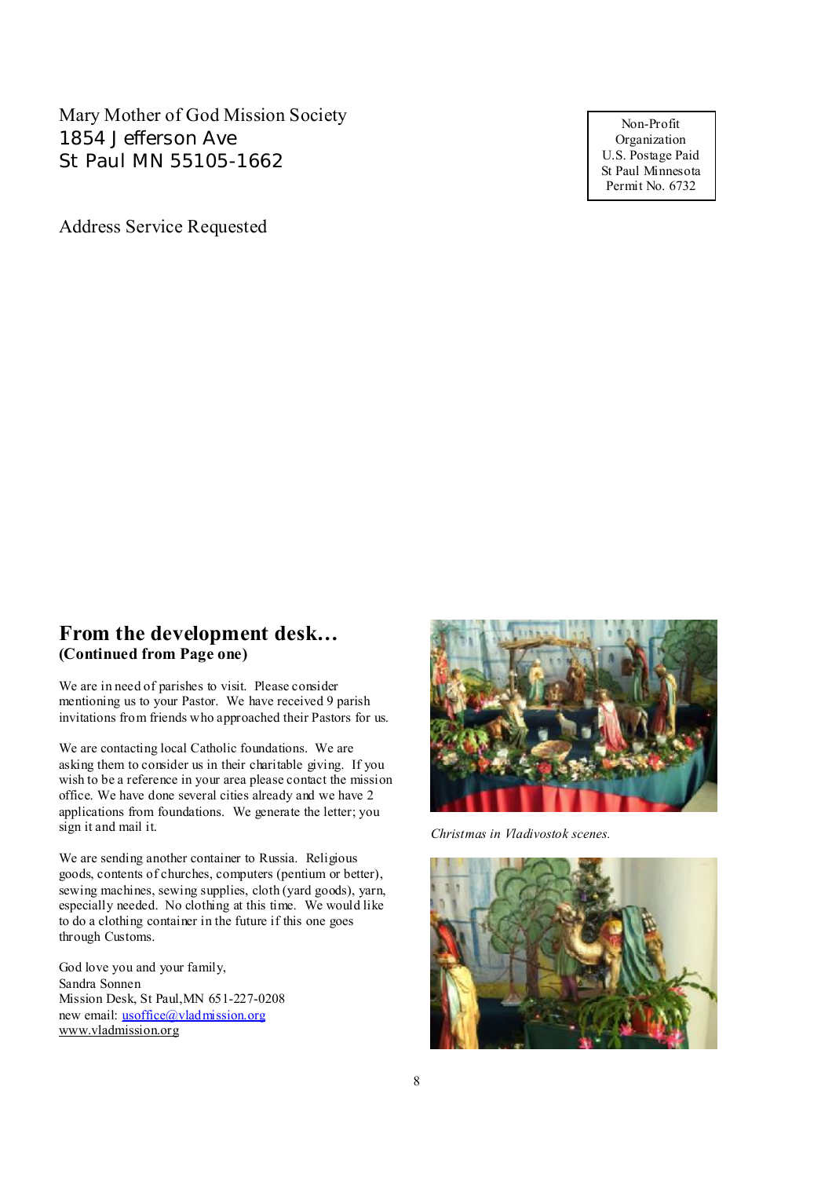Mary Mother of God Mission Society
1854 Jefferson Ave
St Paul MN 55105-1662

Non-Profit
Organization
U.S. Postage Paid
St Paul Minnesota
Permit No. 6732

Address Service Requested

## From the development desk…
**(Continued from Page one)**

We are in need of parishes to visit. Please consider mentioning us to your Pastor. We have received 9 parish invitations from friends who approached their Pastors for us.

We are contacting local Catholic foundations. We are asking them to consider us in their charitable giving. If you wish to be a reference in your area please contact the mission office. We have done several cities already and we have 2 applications from foundations. We generate the letter; you sign it and mail it.

We are sending another container to Russia. Religious goods, contents of churches, computers (pentium or better), sewing machines, sewing supplies, cloth (yard goods), yarn, especially needed. No clothing at this time. We would like to do a clothing container in the future if this one goes through Customs.

God love you and your family,
Sandra Sonnen
Mission Desk, St Paul,MN 651-227-0208
new email: usoffice@vladmission.org
www.vladmission.org

*Christmas in Vladivostok scenes.*